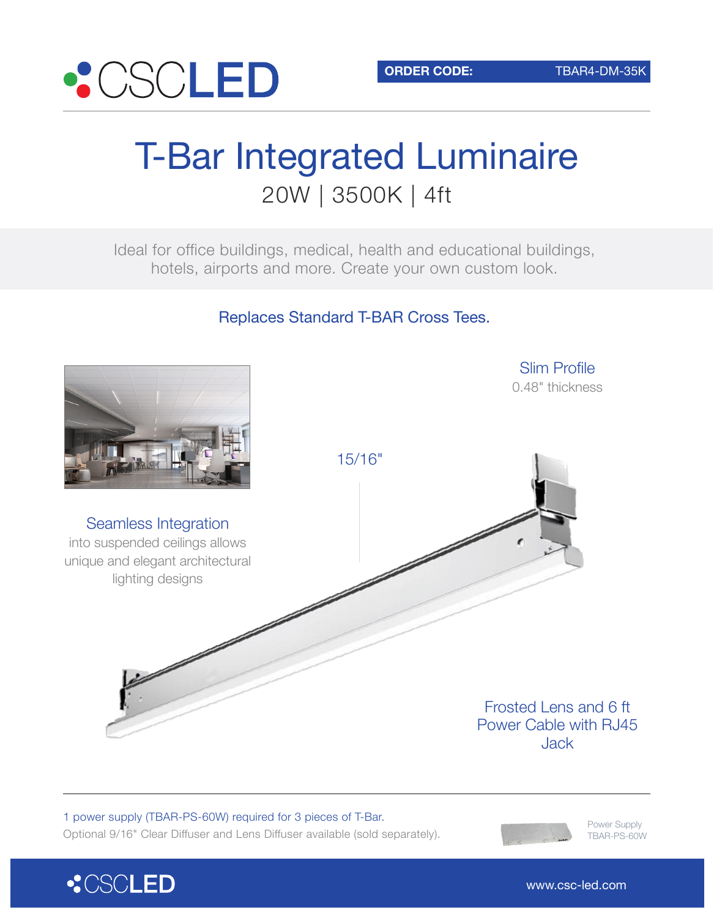CSCLED

**ORDER CODE:** TBAR4-DM-35K

# T-Bar Integrated Luminaire

## 20W | 3500K | 4ft

Ideal for office buildings, medical, health and educational buildings, hotels, airports and more. Create your own custom look.

### Replaces Standard T-BAR Cross Tees.

**Slim Profile**
0.48" thickness

15/16"

**Seamless Integration**
into suspended ceilings allows unique and elegant architectural lighting designs

**Frosted Lens and 6 ft Power Cable with RJ45 Jack**

1 power supply (TBAR-PS-60W) required for 3 pieces of T-Bar.
Optional 9/16" Clear Diffuser and Lens Diffuser available (sold separately).

Power Supply
TBAR-PS-60W

CSCLED

www.csc-led.com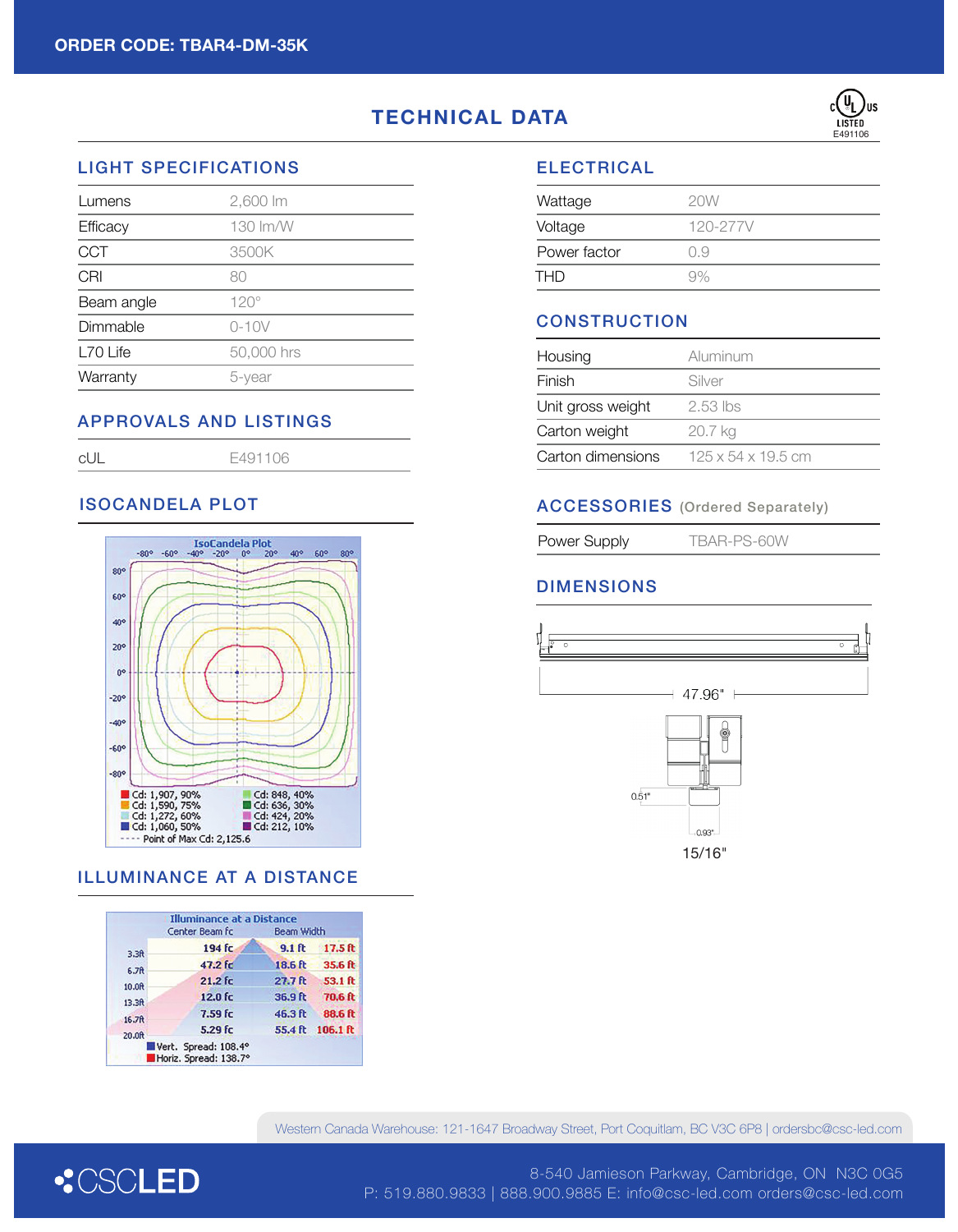**ORDER CODE: TBAR4-DM-35K**

# TECHNICAL DATA

c UL us LISTED E491106

## LIGHT SPECIFICATIONS

| | |
|---|---|
| Lumens | 2,600 lm |
| Efficacy | 130 lm/W |
| CCT | 3500K |
| CRI | 80 |
| Beam angle | 120° |
| Dimmable | 0-10V |
| L70 Life | 50,000 hrs |
| Warranty | 5-year |

## APPROVALS AND LISTINGS

| | |
|---|---|
| cUL | E491106 |

## ISOCANDELA PLOT

IsoCandela Plot

-80° -60° -40° -20° 0° 20° 40° 60° 80°

80° 60° 40° 20° 0° -20° -40° -60° -80°

Cd: 1,907, 90%
Cd: 1,590, 75%
Cd: 1,272, 60%
Cd: 1,060, 50%
Cd: 848, 40%
Cd: 636, 30%
Cd: 424, 20%
Cd: 212, 10%
Point of Max Cd: 2,125.6

## ILLUMINANCE AT A DISTANCE

Illuminance at a Distance

Center Beam fc — Beam Width

3.3ft 194 fc 9.1 ft 17.5 ft
6.7ft 47.2 fc 18.6 ft 35.6 ft
10.0ft 21.2 fc 27.7 ft 53.1 ft
13.3ft 12.0 fc 36.9 ft 70.6 ft
16.7ft 7.59 fc 46.3 ft 88.6 ft
20.0ft 5.29 fc 55.4 ft 106.1 ft

Vert. Spread: 108.4°
Horiz. Spread: 138.7°

## ELECTRICAL

| | |
|---|---|
| Wattage | 20W |
| Voltage | 120-277V |
| Power factor | 0.9 |
| THD | 9% |

## CONSTRUCTION

| | |
|---|---|
| Housing | Aluminum |
| Finish | Silver |
| Unit gross weight | 2.53 lbs |
| Carton weight | 20.7 kg |
| Carton dimensions | 125 x 54 x 19.5 cm |

## ACCESSORIES (Ordered Separately)

| | |
|---|---|
| Power Supply | TBAR-PS-60W |

## DIMENSIONS

47.96"

0.51"

0.93"

15/16"

Western Canada Warehouse: 121-1647 Broadway Street, Port Coquitlam, BC V3C 6P8 | ordersbc@csc-led.com

CSCLED

8-540 Jamieson Parkway, Cambridge, ON N3C 0G5
P: 519.880.9833 | 888.900.9885 E: info@csc-led.com orders@csc-led.com